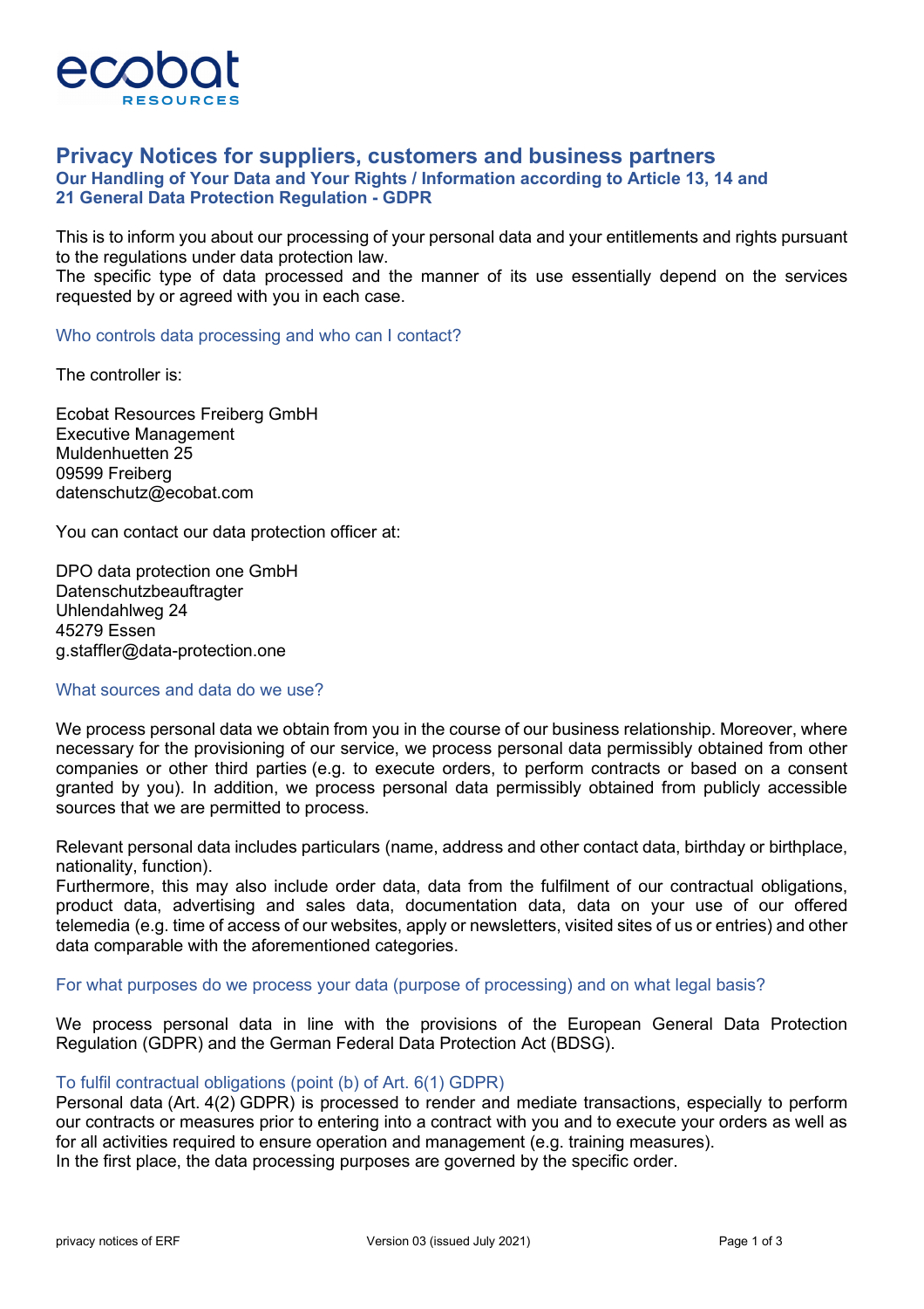# Privacy Notices for suppliers, customers and business partners

### Our Handling of Your Data and Your Rights / Information according to Article 13, 14 and 21 General Data Protection Regulation - GDPR

This is to inform you about our processing of your personal data and your entitlements and rights pursuant to the regulations under data protection law.
The specific type of data processed and the manner of its use essentially depend on the services requested by or agreed with you in each case.

## Who controls data processing and who can I contact?

The controller is:

Ecobat Resources Freiberg GmbH
Executive Management
Muldenhuetten 25
09599 Freiberg
datenschutz@ecobat.com

You can contact our data protection officer at:

DPO data protection one GmbH
Datenschutzbeauftragter
Uhlendahlweg 24
45279 Essen
g.staffler@data-protection.one

## What sources and data do we use?

We process personal data we obtain from you in the course of our business relationship. Moreover, where necessary for the provisioning of our service, we process personal data permissibly obtained from other companies or other third parties (e.g. to execute orders, to perform contracts or based on a consent granted by you). In addition, we process personal data permissibly obtained from publicly accessible sources that we are permitted to process.

Relevant personal data includes particulars (name, address and other contact data, birthday or birthplace, nationality, function).
Furthermore, this may also include order data, data from the fulfilment of our contractual obligations, product data, advertising and sales data, documentation data, data on your use of our offered telemedia (e.g. time of access of our websites, apply or newsletters, visited sites of us or entries) and other data comparable with the aforementioned categories.

## For what purposes do we process your data (purpose of processing) and on what legal basis?

We process personal data in line with the provisions of the European General Data Protection Regulation (GDPR) and the German Federal Data Protection Act (BDSG).

### To fulfil contractual obligations (point (b) of Art. 6(1) GDPR)

Personal data (Art. 4(2) GDPR) is processed to render and mediate transactions, especially to perform our contracts or measures prior to entering into a contract with you and to execute your orders as well as for all activities required to ensure operation and management (e.g. training measures).
In the first place, the data processing purposes are governed by the specific order.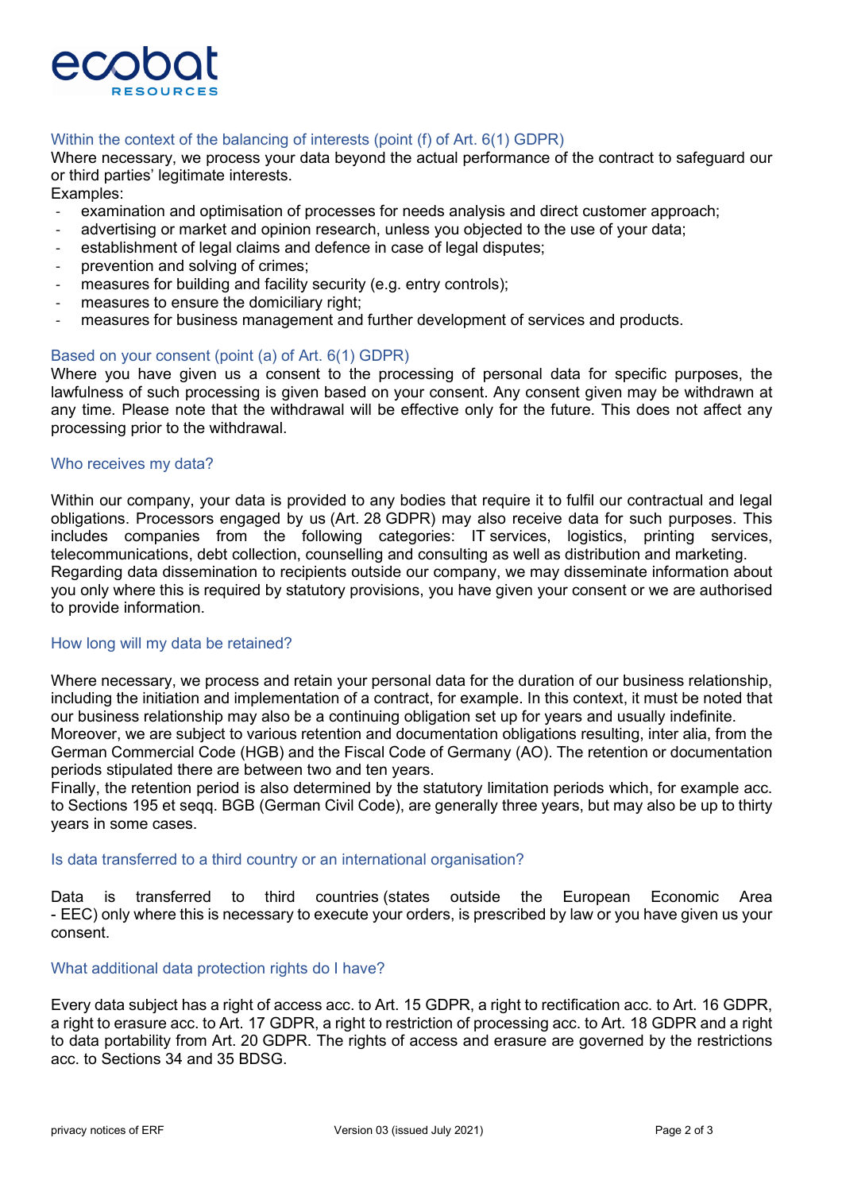### Within the context of the balancing of interests (point (f) of Art. 6(1) GDPR)

Where necessary, we process your data beyond the actual performance of the contract to safeguard our or third parties' legitimate interests.

Examples:

- examination and optimisation of processes for needs analysis and direct customer approach;
- advertising or market and opinion research, unless you objected to the use of your data;
- establishment of legal claims and defence in case of legal disputes;
- prevention and solving of crimes;
- measures for building and facility security (e.g. entry controls);
- measures to ensure the domiciliary right;
- measures for business management and further development of services and products.

### Based on your consent (point (a) of Art. 6(1) GDPR)

Where you have given us a consent to the processing of personal data for specific purposes, the lawfulness of such processing is given based on your consent. Any consent given may be withdrawn at any time. Please note that the withdrawal will be effective only for the future. This does not affect any processing prior to the withdrawal.

## Who receives my data?

Within our company, your data is provided to any bodies that require it to fulfil our contractual and legal obligations. Processors engaged by us (Art. 28 GDPR) may also receive data for such purposes. This includes companies from the following categories: IT services, logistics, printing services, telecommunications, debt collection, counselling and consulting as well as distribution and marketing.
Regarding data dissemination to recipients outside our company, we may disseminate information about you only where this is required by statutory provisions, you have given your consent or we are authorised to provide information.

## How long will my data be retained?

Where necessary, we process and retain your personal data for the duration of our business relationship, including the initiation and implementation of a contract, for example. In this context, it must be noted that our business relationship may also be a continuing obligation set up for years and usually indefinite.
Moreover, we are subject to various retention and documentation obligations resulting, inter alia, from the German Commercial Code (HGB) and the Fiscal Code of Germany (AO). The retention or documentation periods stipulated there are between two and ten years.
Finally, the retention period is also determined by the statutory limitation periods which, for example acc. to Sections 195 et seqq. BGB (German Civil Code), are generally three years, but may also be up to thirty years in some cases.

## Is data transferred to a third country or an international organisation?

Data is transferred to third countries (states outside the European Economic Area - EEC) only where this is necessary to execute your orders, is prescribed by law or you have given us your consent.

## What additional data protection rights do I have?

Every data subject has a right of access acc. to Art. 15 GDPR, a right to rectification acc. to Art. 16 GDPR, a right to erasure acc. to Art. 17 GDPR, a right to restriction of processing acc. to Art. 18 GDPR and a right to data portability from Art. 20 GDPR. The rights of access and erasure are governed by the restrictions acc. to Sections 34 and 35 BDSG.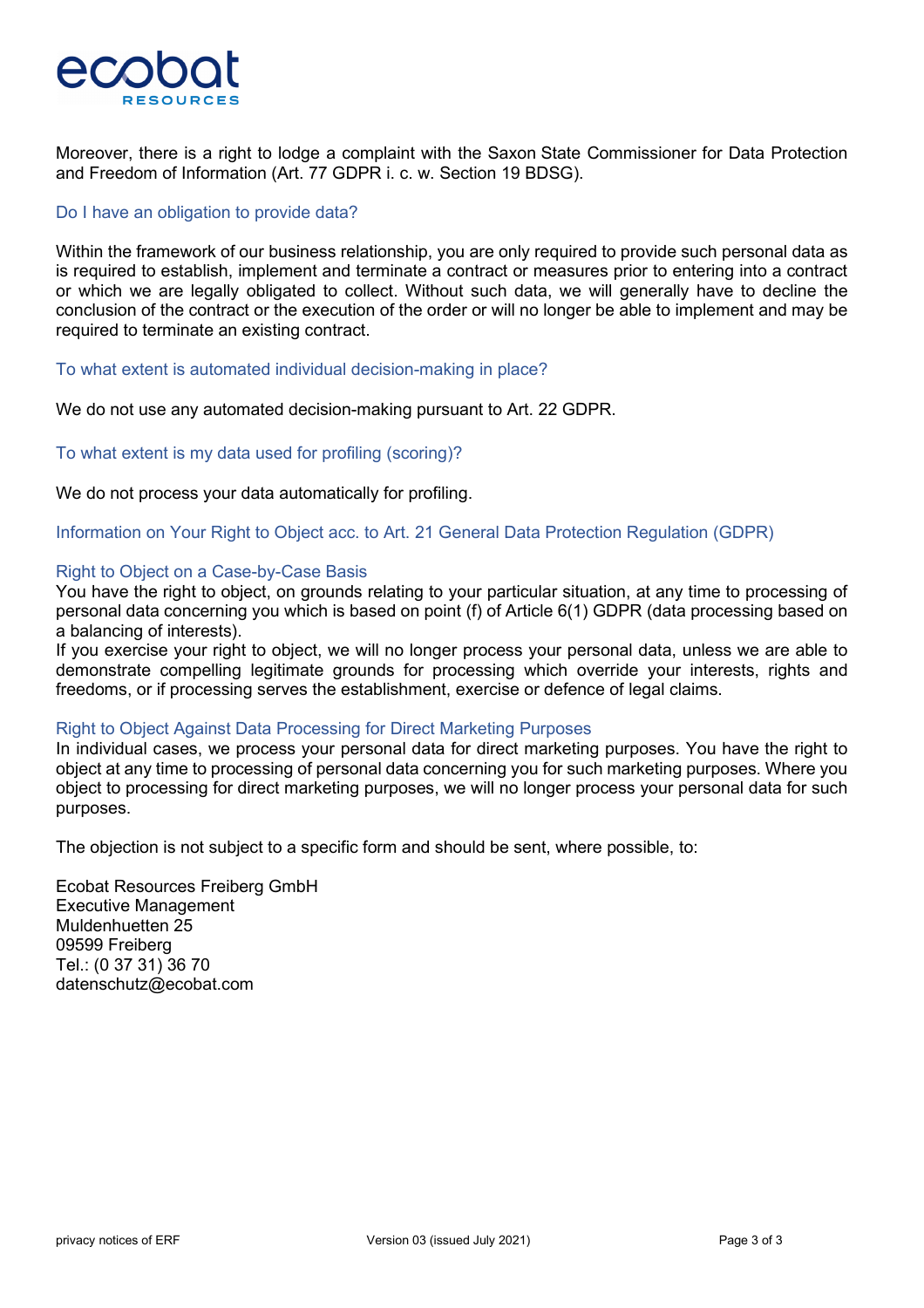Moreover, there is a right to lodge a complaint with the Saxon State Commissioner for Data Protection and Freedom of Information (Art. 77 GDPR i. c. w. Section 19 BDSG).

## Do I have an obligation to provide data?

Within the framework of our business relationship, you are only required to provide such personal data as is required to establish, implement and terminate a contract or measures prior to entering into a contract or which we are legally obligated to collect. Without such data, we will generally have to decline the conclusion of the contract or the execution of the order or will no longer be able to implement and may be required to terminate an existing contract.

## To what extent is automated individual decision-making in place?

We do not use any automated decision-making pursuant to Art. 22 GDPR.

## To what extent is my data used for profiling (scoring)?

We do not process your data automatically for profiling.

## Information on Your Right to Object acc. to Art. 21 General Data Protection Regulation (GDPR)

### Right to Object on a Case-by-Case Basis

You have the right to object, on grounds relating to your particular situation, at any time to processing of personal data concerning you which is based on point (f) of Article 6(1) GDPR (data processing based on a balancing of interests).

If you exercise your right to object, we will no longer process your personal data, unless we are able to demonstrate compelling legitimate grounds for processing which override your interests, rights and freedoms, or if processing serves the establishment, exercise or defence of legal claims.

### Right to Object Against Data Processing for Direct Marketing Purposes

In individual cases, we process your personal data for direct marketing purposes. You have the right to object at any time to processing of personal data concerning you for such marketing purposes. Where you object to processing for direct marketing purposes, we will no longer process your personal data for such purposes.

The objection is not subject to a specific form and should be sent, where possible, to:

Ecobat Resources Freiberg GmbH
Executive Management
Muldenhuetten 25
09599 Freiberg
Tel.: (0 37 31) 36 70
datenschutz@ecobat.com